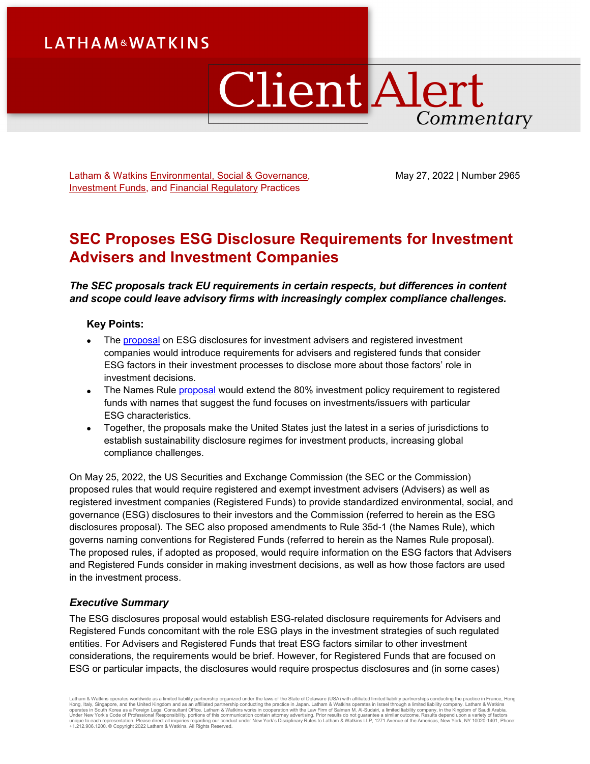LATHAM & WATKINS

# Client Alert Commentary

Latham & Watkins Environmental, Social & Governance, Investment Funds, and Financial Regulatory Practices

May 27, 2022 | Number 2965

## SEC Proposes ESG Disclosure Requirements for Investment Advisers and Investment Companies

***The SEC proposals track EU requirements in certain respects, but differences in content and scope could leave advisory firms with increasingly complex compliance challenges.***

**Key Points:**

- The proposal on ESG disclosures for investment advisers and registered investment companies would introduce requirements for advisers and registered funds that consider ESG factors in their investment processes to disclose more about those factors' role in investment decisions.
- The Names Rule proposal would extend the 80% investment policy requirement to registered funds with names that suggest the fund focuses on investments/issuers with particular ESG characteristics.
- Together, the proposals make the United States just the latest in a series of jurisdictions to establish sustainability disclosure regimes for investment products, increasing global compliance challenges.

On May 25, 2022, the US Securities and Exchange Commission (the SEC or the Commission) proposed rules that would require registered and exempt investment advisers (Advisers) as well as registered investment companies (Registered Funds) to provide standardized environmental, social, and governance (ESG) disclosures to their investors and the Commission (referred to herein as the ESG disclosures proposal). The SEC also proposed amendments to Rule 35d-1 (the Names Rule), which governs naming conventions for Registered Funds (referred to herein as the Names Rule proposal). The proposed rules, if adopted as proposed, would require information on the ESG factors that Advisers and Registered Funds consider in making investment decisions, as well as how those factors are used in the investment process.

### *Executive Summary*

The ESG disclosures proposal would establish ESG-related disclosure requirements for Advisers and Registered Funds concomitant with the role ESG plays in the investment strategies of such regulated entities. For Advisers and Registered Funds that treat ESG factors similar to other investment considerations, the requirements would be brief. However, for Registered Funds that are focused on ESG or particular impacts, the disclosures would require prospectus disclosures and (in some cases)

Latham & Watkins operates worldwide as a limited liability partnership organized under the laws of the State of Delaware (USA) with affiliated limited liability partnerships conducting the practice in France, Hong Kong, Italy, Singapore, and the United Kingdom and as an affiliated partnership conducting the practice in Japan. Latham & Watkins operates in Israel through a limited liability company. Latham & Watkins operates in South Korea as a Foreign Legal Consultant Office. Latham & Watkins works in cooperation with the Law Firm of Salman M. Al-Sudairi, a limited liability company, in the Kingdom of Saudi Arabia. Under New York's Code of Professional Responsibility, portions of this communication contain attorney advertising. Prior results do not guarantee a similar outcome. Results depend upon a variety of factors unique to each representation. Please direct all inquiries regarding our conduct under New York's Disciplinary Rules to Latham & Watkins LLP, 1271 Avenue of the Americas, New York, NY 10020-1401, Phone: +1.212.906.1200. © Copyright 2022 Latham & Watkins. All Rights Reserved.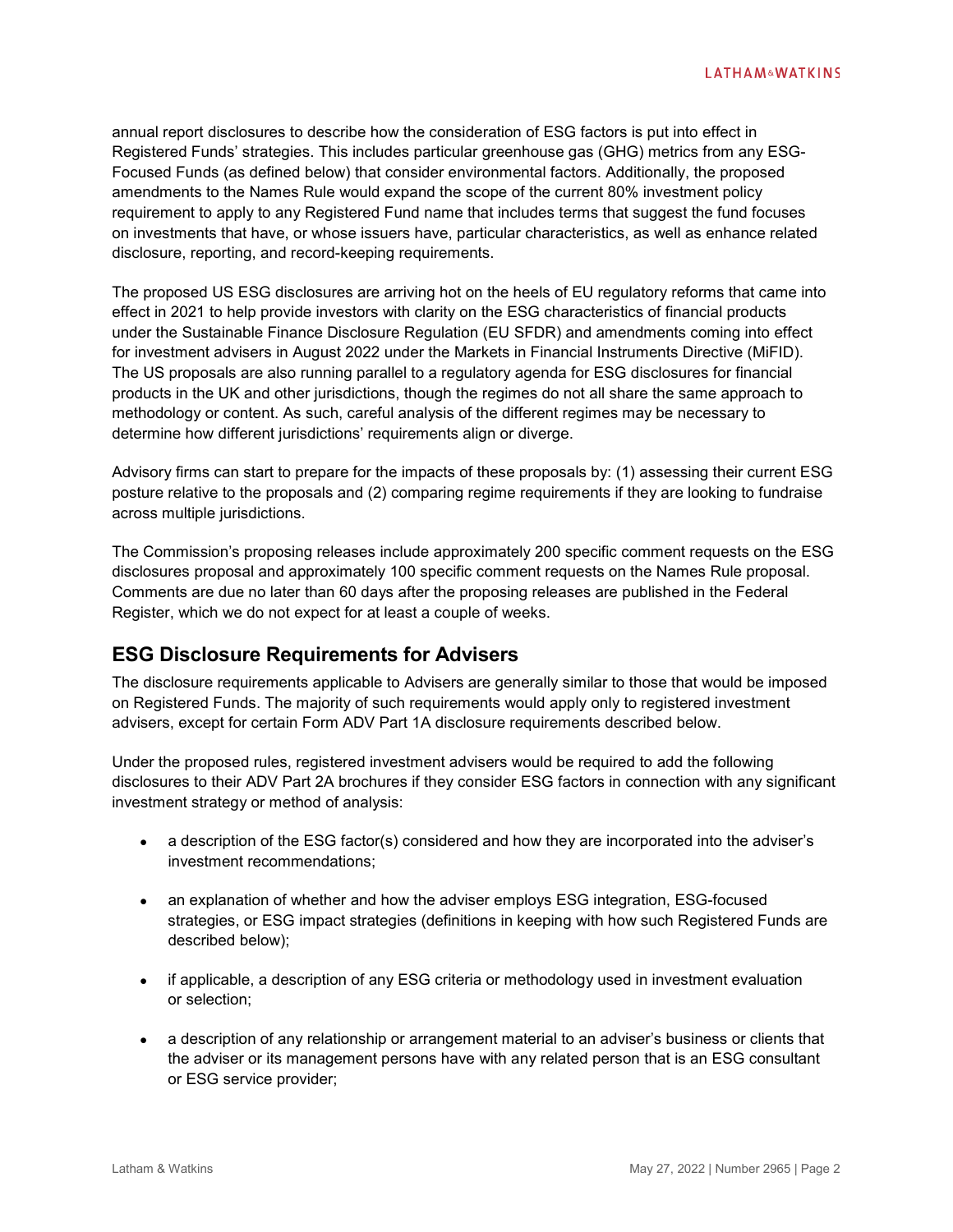annual report disclosures to describe how the consideration of ESG factors is put into effect in Registered Funds' strategies. This includes particular greenhouse gas (GHG) metrics from any ESG-Focused Funds (as defined below) that consider environmental factors. Additionally, the proposed amendments to the Names Rule would expand the scope of the current 80% investment policy requirement to apply to any Registered Fund name that includes terms that suggest the fund focuses on investments that have, or whose issuers have, particular characteristics, as well as enhance related disclosure, reporting, and record-keeping requirements.

The proposed US ESG disclosures are arriving hot on the heels of EU regulatory reforms that came into effect in 2021 to help provide investors with clarity on the ESG characteristics of financial products under the Sustainable Finance Disclosure Regulation (EU SFDR) and amendments coming into effect for investment advisers in August 2022 under the Markets in Financial Instruments Directive (MiFID). The US proposals are also running parallel to a regulatory agenda for ESG disclosures for financial products in the UK and other jurisdictions, though the regimes do not all share the same approach to methodology or content. As such, careful analysis of the different regimes may be necessary to determine how different jurisdictions' requirements align or diverge.

Advisory firms can start to prepare for the impacts of these proposals by: (1) assessing their current ESG posture relative to the proposals and (2) comparing regime requirements if they are looking to fundraise across multiple jurisdictions.

The Commission's proposing releases include approximately 200 specific comment requests on the ESG disclosures proposal and approximately 100 specific comment requests on the Names Rule proposal. Comments are due no later than 60 days after the proposing releases are published in the Federal Register, which we do not expect for at least a couple of weeks.

## ESG Disclosure Requirements for Advisers

The disclosure requirements applicable to Advisers are generally similar to those that would be imposed on Registered Funds. The majority of such requirements would apply only to registered investment advisers, except for certain Form ADV Part 1A disclosure requirements described below.

Under the proposed rules, registered investment advisers would be required to add the following disclosures to their ADV Part 2A brochures if they consider ESG factors in connection with any significant investment strategy or method of analysis:

- a description of the ESG factor(s) considered and how they are incorporated into the adviser's investment recommendations;
- an explanation of whether and how the adviser employs ESG integration, ESG-focused strategies, or ESG impact strategies (definitions in keeping with how such Registered Funds are described below);
- if applicable, a description of any ESG criteria or methodology used in investment evaluation or selection;
- a description of any relationship or arrangement material to an adviser's business or clients that the adviser or its management persons have with any related person that is an ESG consultant or ESG service provider;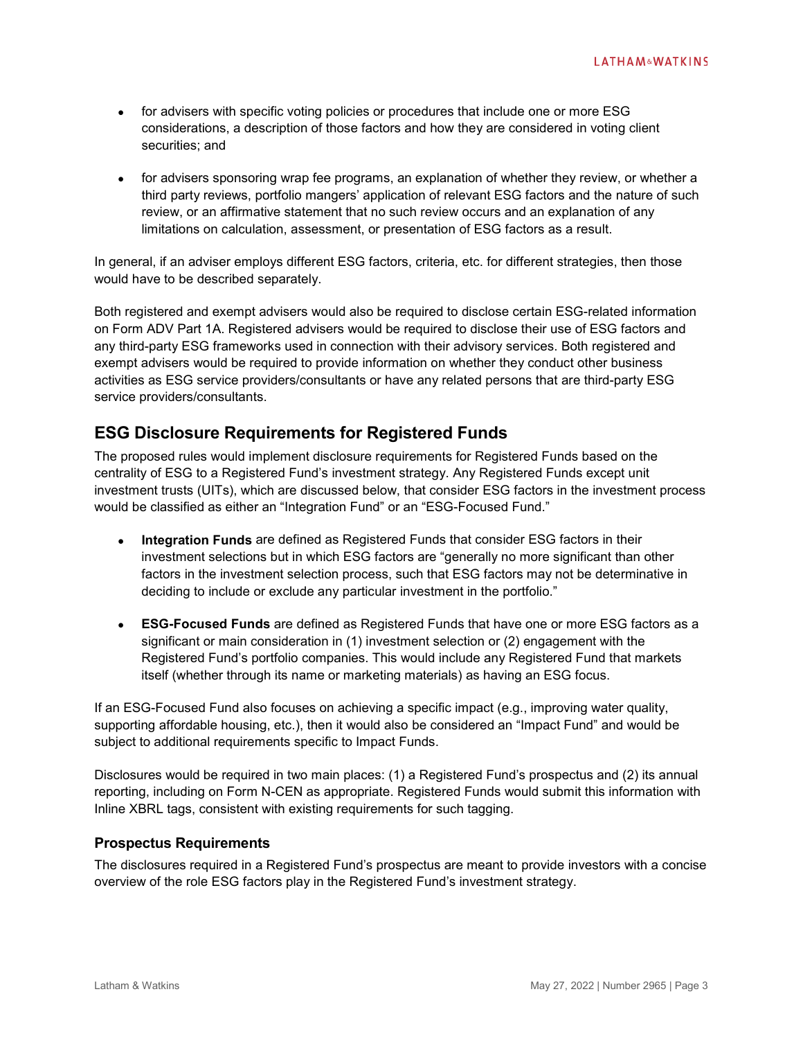- for advisers with specific voting policies or procedures that include one or more ESG considerations, a description of those factors and how they are considered in voting client securities; and
- for advisers sponsoring wrap fee programs, an explanation of whether they review, or whether a third party reviews, portfolio mangers' application of relevant ESG factors and the nature of such review, or an affirmative statement that no such review occurs and an explanation of any limitations on calculation, assessment, or presentation of ESG factors as a result.

In general, if an adviser employs different ESG factors, criteria, etc. for different strategies, then those would have to be described separately.

Both registered and exempt advisers would also be required to disclose certain ESG-related information on Form ADV Part 1A. Registered advisers would be required to disclose their use of ESG factors and any third-party ESG frameworks used in connection with their advisory services. Both registered and exempt advisers would be required to provide information on whether they conduct other business activities as ESG service providers/consultants or have any related persons that are third-party ESG service providers/consultants.

## ESG Disclosure Requirements for Registered Funds

The proposed rules would implement disclosure requirements for Registered Funds based on the centrality of ESG to a Registered Fund's investment strategy. Any Registered Funds except unit investment trusts (UITs), which are discussed below, that consider ESG factors in the investment process would be classified as either an "Integration Fund" or an "ESG-Focused Fund."

- **Integration Funds** are defined as Registered Funds that consider ESG factors in their investment selections but in which ESG factors are "generally no more significant than other factors in the investment selection process, such that ESG factors may not be determinative in deciding to include or exclude any particular investment in the portfolio."
- **ESG-Focused Funds** are defined as Registered Funds that have one or more ESG factors as a significant or main consideration in (1) investment selection or (2) engagement with the Registered Fund's portfolio companies. This would include any Registered Fund that markets itself (whether through its name or marketing materials) as having an ESG focus.

If an ESG-Focused Fund also focuses on achieving a specific impact (e.g., improving water quality, supporting affordable housing, etc.), then it would also be considered an "Impact Fund" and would be subject to additional requirements specific to Impact Funds.

Disclosures would be required in two main places: (1) a Registered Fund's prospectus and (2) its annual reporting, including on Form N-CEN as appropriate. Registered Funds would submit this information with Inline XBRL tags, consistent with existing requirements for such tagging.

### Prospectus Requirements

The disclosures required in a Registered Fund's prospectus are meant to provide investors with a concise overview of the role ESG factors play in the Registered Fund's investment strategy.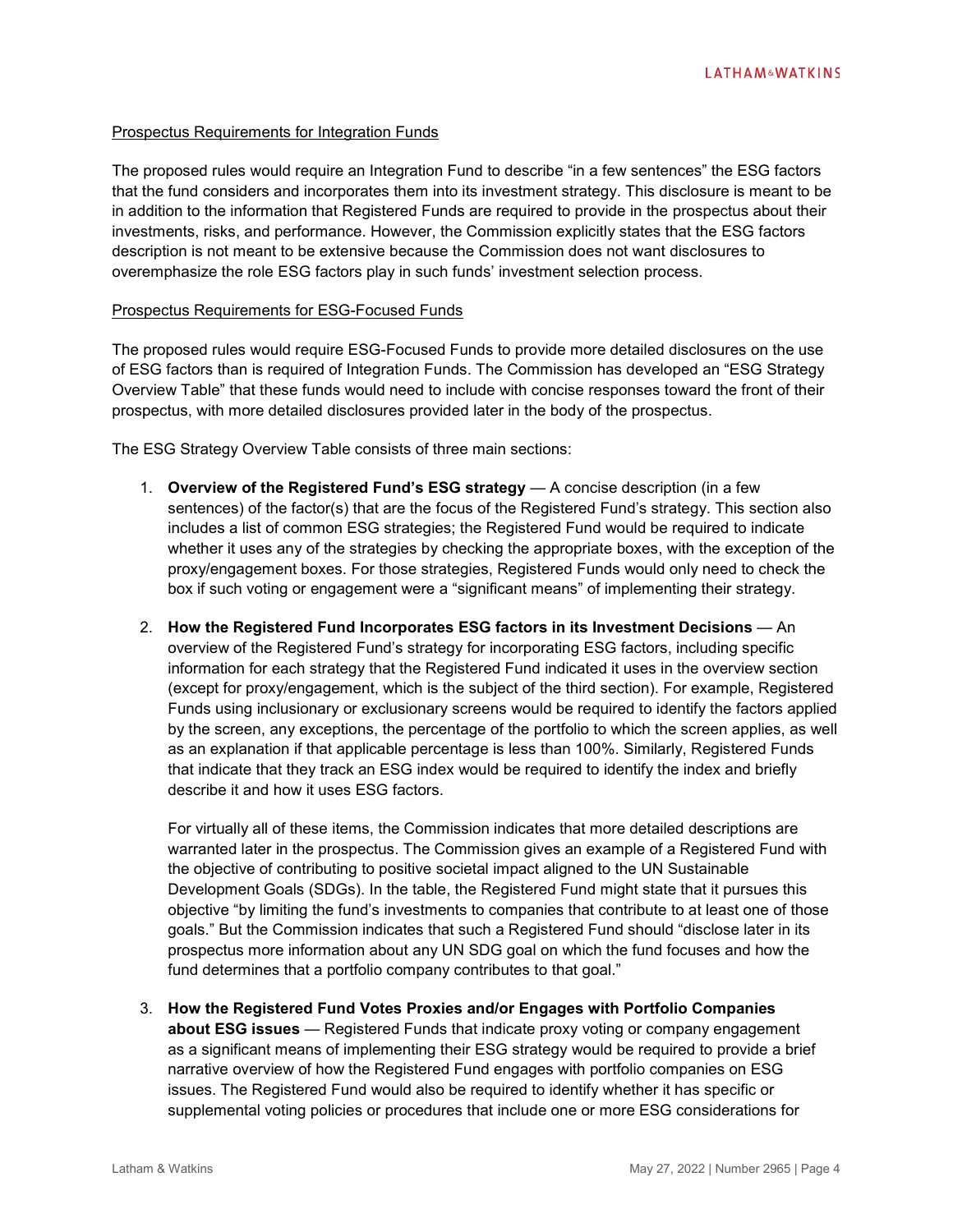Prospectus Requirements for Integration Funds

The proposed rules would require an Integration Fund to describe "in a few sentences" the ESG factors that the fund considers and incorporates them into its investment strategy. This disclosure is meant to be in addition to the information that Registered Funds are required to provide in the prospectus about their investments, risks, and performance. However, the Commission explicitly states that the ESG factors description is not meant to be extensive because the Commission does not want disclosures to overemphasize the role ESG factors play in such funds' investment selection process.

Prospectus Requirements for ESG-Focused Funds

The proposed rules would require ESG-Focused Funds to provide more detailed disclosures on the use of ESG factors than is required of Integration Funds. The Commission has developed an "ESG Strategy Overview Table" that these funds would need to include with concise responses toward the front of their prospectus, with more detailed disclosures provided later in the body of the prospectus.

The ESG Strategy Overview Table consists of three main sections:

1. **Overview of the Registered Fund's ESG strategy** — A concise description (in a few sentences) of the factor(s) that are the focus of the Registered Fund's strategy. This section also includes a list of common ESG strategies; the Registered Fund would be required to indicate whether it uses any of the strategies by checking the appropriate boxes, with the exception of the proxy/engagement boxes. For those strategies, Registered Funds would only need to check the box if such voting or engagement were a "significant means" of implementing their strategy.

2. **How the Registered Fund Incorporates ESG factors in its Investment Decisions** — An overview of the Registered Fund's strategy for incorporating ESG factors, including specific information for each strategy that the Registered Fund indicated it uses in the overview section (except for proxy/engagement, which is the subject of the third section). For example, Registered Funds using inclusionary or exclusionary screens would be required to identify the factors applied by the screen, any exceptions, the percentage of the portfolio to which the screen applies, as well as an explanation if that applicable percentage is less than 100%. Similarly, Registered Funds that indicate that they track an ESG index would be required to identify the index and briefly describe it and how it uses ESG factors.

   For virtually all of these items, the Commission indicates that more detailed descriptions are warranted later in the prospectus. The Commission gives an example of a Registered Fund with the objective of contributing to positive societal impact aligned to the UN Sustainable Development Goals (SDGs). In the table, the Registered Fund might state that it pursues this objective "by limiting the fund's investments to companies that contribute to at least one of those goals." But the Commission indicates that such a Registered Fund should "disclose later in its prospectus more information about any UN SDG goal on which the fund focuses and how the fund determines that a portfolio company contributes to that goal."

3. **How the Registered Fund Votes Proxies and/or Engages with Portfolio Companies about ESG issues** — Registered Funds that indicate proxy voting or company engagement as a significant means of implementing their ESG strategy would be required to provide a brief narrative overview of how the Registered Fund engages with portfolio companies on ESG issues. The Registered Fund would also be required to identify whether it has specific or supplemental voting policies or procedures that include one or more ESG considerations for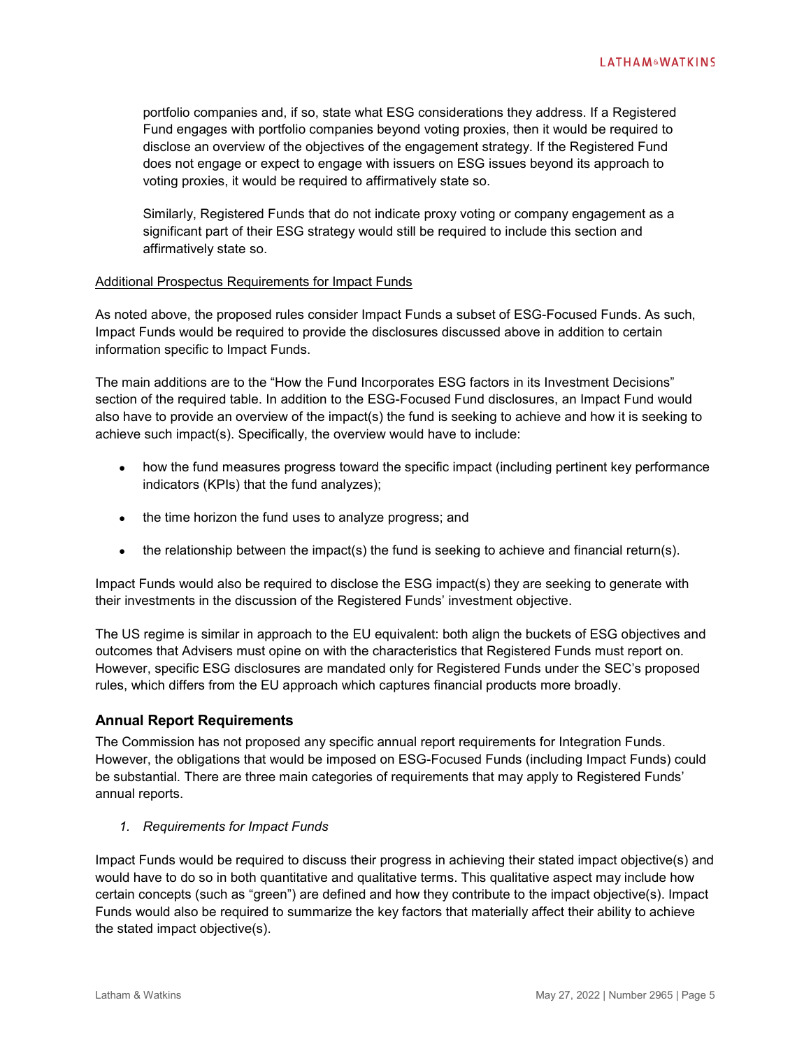portfolio companies and, if so, state what ESG considerations they address. If a Registered Fund engages with portfolio companies beyond voting proxies, then it would be required to disclose an overview of the objectives of the engagement strategy. If the Registered Fund does not engage or expect to engage with issuers on ESG issues beyond its approach to voting proxies, it would be required to affirmatively state so.

Similarly, Registered Funds that do not indicate proxy voting or company engagement as a significant part of their ESG strategy would still be required to include this section and affirmatively state so.

Additional Prospectus Requirements for Impact Funds

As noted above, the proposed rules consider Impact Funds a subset of ESG-Focused Funds. As such, Impact Funds would be required to provide the disclosures discussed above in addition to certain information specific to Impact Funds.

The main additions are to the "How the Fund Incorporates ESG factors in its Investment Decisions" section of the required table. In addition to the ESG-Focused Fund disclosures, an Impact Fund would also have to provide an overview of the impact(s) the fund is seeking to achieve and how it is seeking to achieve such impact(s). Specifically, the overview would have to include:

- how the fund measures progress toward the specific impact (including pertinent key performance indicators (KPIs) that the fund analyzes);
- the time horizon the fund uses to analyze progress; and
- the relationship between the impact(s) the fund is seeking to achieve and financial return(s).

Impact Funds would also be required to disclose the ESG impact(s) they are seeking to generate with their investments in the discussion of the Registered Funds' investment objective.

The US regime is similar in approach to the EU equivalent: both align the buckets of ESG objectives and outcomes that Advisers must opine on with the characteristics that Registered Funds must report on. However, specific ESG disclosures are mandated only for Registered Funds under the SEC's proposed rules, which differs from the EU approach which captures financial products more broadly.

## Annual Report Requirements

The Commission has not proposed any specific annual report requirements for Integration Funds. However, the obligations that would be imposed on ESG-Focused Funds (including Impact Funds) could be substantial. There are three main categories of requirements that may apply to Registered Funds' annual reports.

*1. Requirements for Impact Funds*

Impact Funds would be required to discuss their progress in achieving their stated impact objective(s) and would have to do so in both quantitative and qualitative terms. This qualitative aspect may include how certain concepts (such as "green") are defined and how they contribute to the impact objective(s). Impact Funds would also be required to summarize the key factors that materially affect their ability to achieve the stated impact objective(s).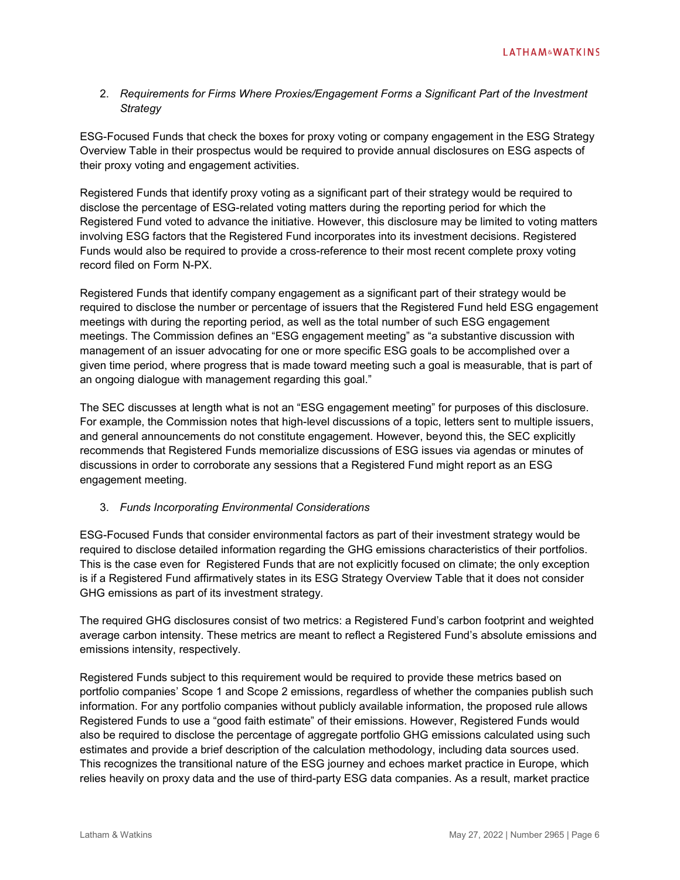2. *Requirements for Firms Where Proxies/Engagement Forms a Significant Part of the Investment Strategy*

ESG-Focused Funds that check the boxes for proxy voting or company engagement in the ESG Strategy Overview Table in their prospectus would be required to provide annual disclosures on ESG aspects of their proxy voting and engagement activities.

Registered Funds that identify proxy voting as a significant part of their strategy would be required to disclose the percentage of ESG-related voting matters during the reporting period for which the Registered Fund voted to advance the initiative. However, this disclosure may be limited to voting matters involving ESG factors that the Registered Fund incorporates into its investment decisions. Registered Funds would also be required to provide a cross-reference to their most recent complete proxy voting record filed on Form N-PX.

Registered Funds that identify company engagement as a significant part of their strategy would be required to disclose the number or percentage of issuers that the Registered Fund held ESG engagement meetings with during the reporting period, as well as the total number of such ESG engagement meetings. The Commission defines an "ESG engagement meeting" as "a substantive discussion with management of an issuer advocating for one or more specific ESG goals to be accomplished over a given time period, where progress that is made toward meeting such a goal is measurable, that is part of an ongoing dialogue with management regarding this goal."

The SEC discusses at length what is not an "ESG engagement meeting" for purposes of this disclosure. For example, the Commission notes that high-level discussions of a topic, letters sent to multiple issuers, and general announcements do not constitute engagement. However, beyond this, the SEC explicitly recommends that Registered Funds memorialize discussions of ESG issues via agendas or minutes of discussions in order to corroborate any sessions that a Registered Fund might report as an ESG engagement meeting.

3. *Funds Incorporating Environmental Considerations*

ESG-Focused Funds that consider environmental factors as part of their investment strategy would be required to disclose detailed information regarding the GHG emissions characteristics of their portfolios. This is the case even for Registered Funds that are not explicitly focused on climate; the only exception is if a Registered Fund affirmatively states in its ESG Strategy Overview Table that it does not consider GHG emissions as part of its investment strategy.

The required GHG disclosures consist of two metrics: a Registered Fund's carbon footprint and weighted average carbon intensity. These metrics are meant to reflect a Registered Fund's absolute emissions and emissions intensity, respectively.

Registered Funds subject to this requirement would be required to provide these metrics based on portfolio companies' Scope 1 and Scope 2 emissions, regardless of whether the companies publish such information. For any portfolio companies without publicly available information, the proposed rule allows Registered Funds to use a "good faith estimate" of their emissions. However, Registered Funds would also be required to disclose the percentage of aggregate portfolio GHG emissions calculated using such estimates and provide a brief description of the calculation methodology, including data sources used. This recognizes the transitional nature of the ESG journey and echoes market practice in Europe, which relies heavily on proxy data and the use of third-party ESG data companies. As a result, market practice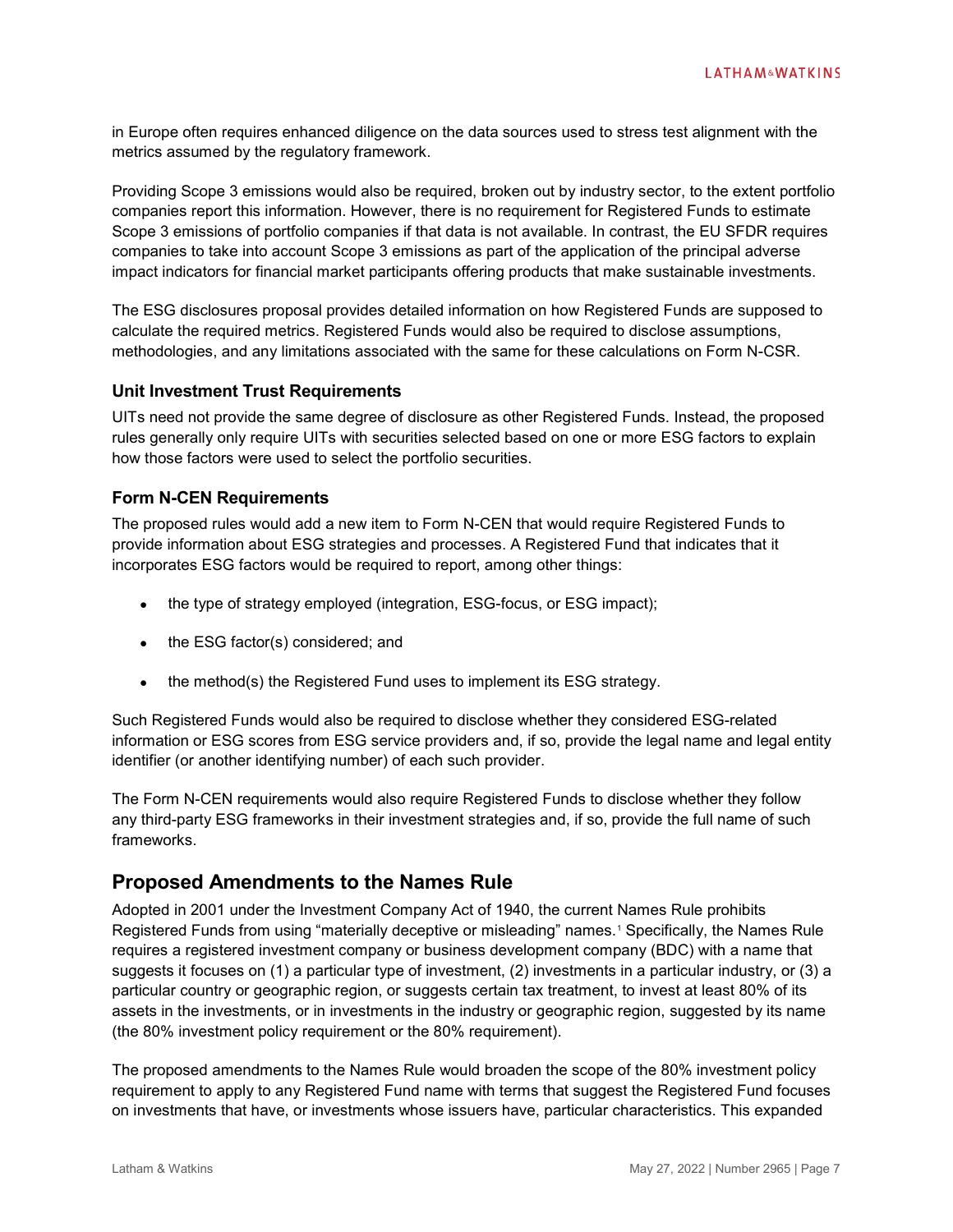in Europe often requires enhanced diligence on the data sources used to stress test alignment with the metrics assumed by the regulatory framework.

Providing Scope 3 emissions would also be required, broken out by industry sector, to the extent portfolio companies report this information. However, there is no requirement for Registered Funds to estimate Scope 3 emissions of portfolio companies if that data is not available. In contrast, the EU SFDR requires companies to take into account Scope 3 emissions as part of the application of the principal adverse impact indicators for financial market participants offering products that make sustainable investments.

The ESG disclosures proposal provides detailed information on how Registered Funds are supposed to calculate the required metrics. Registered Funds would also be required to disclose assumptions, methodologies, and any limitations associated with the same for these calculations on Form N-CSR.

### Unit Investment Trust Requirements

UITs need not provide the same degree of disclosure as other Registered Funds. Instead, the proposed rules generally only require UITs with securities selected based on one or more ESG factors to explain how those factors were used to select the portfolio securities.

### Form N-CEN Requirements

The proposed rules would add a new item to Form N-CEN that would require Registered Funds to provide information about ESG strategies and processes. A Registered Fund that indicates that it incorporates ESG factors would be required to report, among other things:

- the type of strategy employed (integration, ESG-focus, or ESG impact);
- the ESG factor(s) considered; and
- the method(s) the Registered Fund uses to implement its ESG strategy.

Such Registered Funds would also be required to disclose whether they considered ESG-related information or ESG scores from ESG service providers and, if so, provide the legal name and legal entity identifier (or another identifying number) of each such provider.

The Form N-CEN requirements would also require Registered Funds to disclose whether they follow any third-party ESG frameworks in their investment strategies and, if so, provide the full name of such frameworks.

## Proposed Amendments to the Names Rule

Adopted in 2001 under the Investment Company Act of 1940, the current Names Rule prohibits Registered Funds from using "materially deceptive or misleading" names.[1] Specifically, the Names Rule requires a registered investment company or business development company (BDC) with a name that suggests it focuses on (1) a particular type of investment, (2) investments in a particular industry, or (3) a particular country or geographic region, or suggests certain tax treatment, to invest at least 80% of its assets in the investments, or in investments in the industry or geographic region, suggested by its name (the 80% investment policy requirement or the 80% requirement).

The proposed amendments to the Names Rule would broaden the scope of the 80% investment policy requirement to apply to any Registered Fund name with terms that suggest the Registered Fund focuses on investments that have, or investments whose issuers have, particular characteristics. This expanded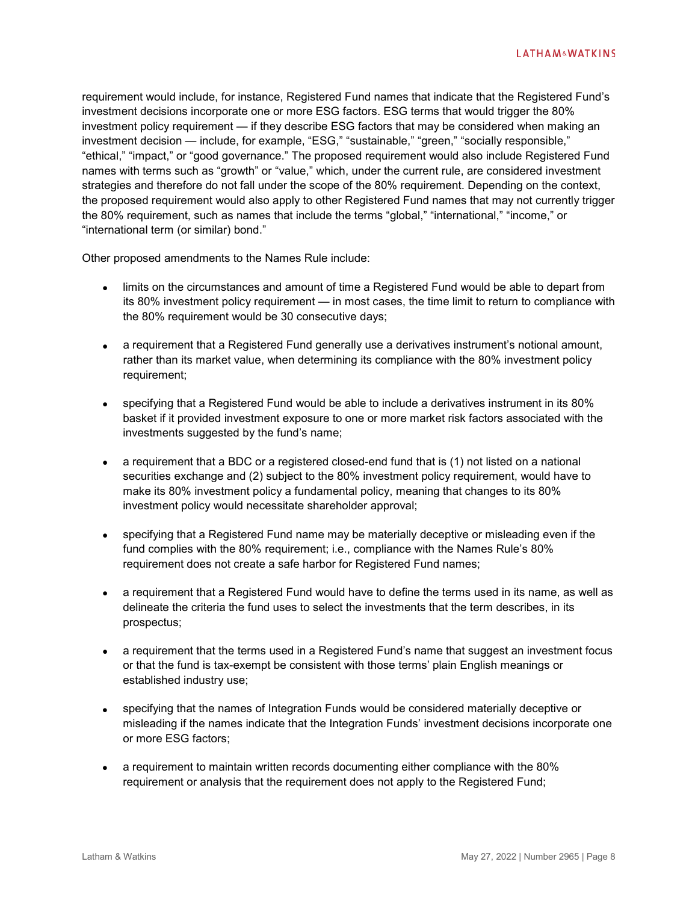requirement would include, for instance, Registered Fund names that indicate that the Registered Fund's investment decisions incorporate one or more ESG factors. ESG terms that would trigger the 80% investment policy requirement — if they describe ESG factors that may be considered when making an investment decision — include, for example, "ESG," "sustainable," "green," "socially responsible," "ethical," "impact," or "good governance." The proposed requirement would also include Registered Fund names with terms such as "growth" or "value," which, under the current rule, are considered investment strategies and therefore do not fall under the scope of the 80% requirement. Depending on the context, the proposed requirement would also apply to other Registered Fund names that may not currently trigger the 80% requirement, such as names that include the terms "global," "international," "income," or "international term (or similar) bond."

Other proposed amendments to the Names Rule include:

- limits on the circumstances and amount of time a Registered Fund would be able to depart from its 80% investment policy requirement — in most cases, the time limit to return to compliance with the 80% requirement would be 30 consecutive days;
- a requirement that a Registered Fund generally use a derivatives instrument's notional amount, rather than its market value, when determining its compliance with the 80% investment policy requirement;
- specifying that a Registered Fund would be able to include a derivatives instrument in its 80% basket if it provided investment exposure to one or more market risk factors associated with the investments suggested by the fund's name;
- a requirement that a BDC or a registered closed-end fund that is (1) not listed on a national securities exchange and (2) subject to the 80% investment policy requirement, would have to make its 80% investment policy a fundamental policy, meaning that changes to its 80% investment policy would necessitate shareholder approval;
- specifying that a Registered Fund name may be materially deceptive or misleading even if the fund complies with the 80% requirement; i.e., compliance with the Names Rule's 80% requirement does not create a safe harbor for Registered Fund names;
- a requirement that a Registered Fund would have to define the terms used in its name, as well as delineate the criteria the fund uses to select the investments that the term describes, in its prospectus;
- a requirement that the terms used in a Registered Fund's name that suggest an investment focus or that the fund is tax-exempt be consistent with those terms' plain English meanings or established industry use;
- specifying that the names of Integration Funds would be considered materially deceptive or misleading if the names indicate that the Integration Funds' investment decisions incorporate one or more ESG factors;
- a requirement to maintain written records documenting either compliance with the 80% requirement or analysis that the requirement does not apply to the Registered Fund;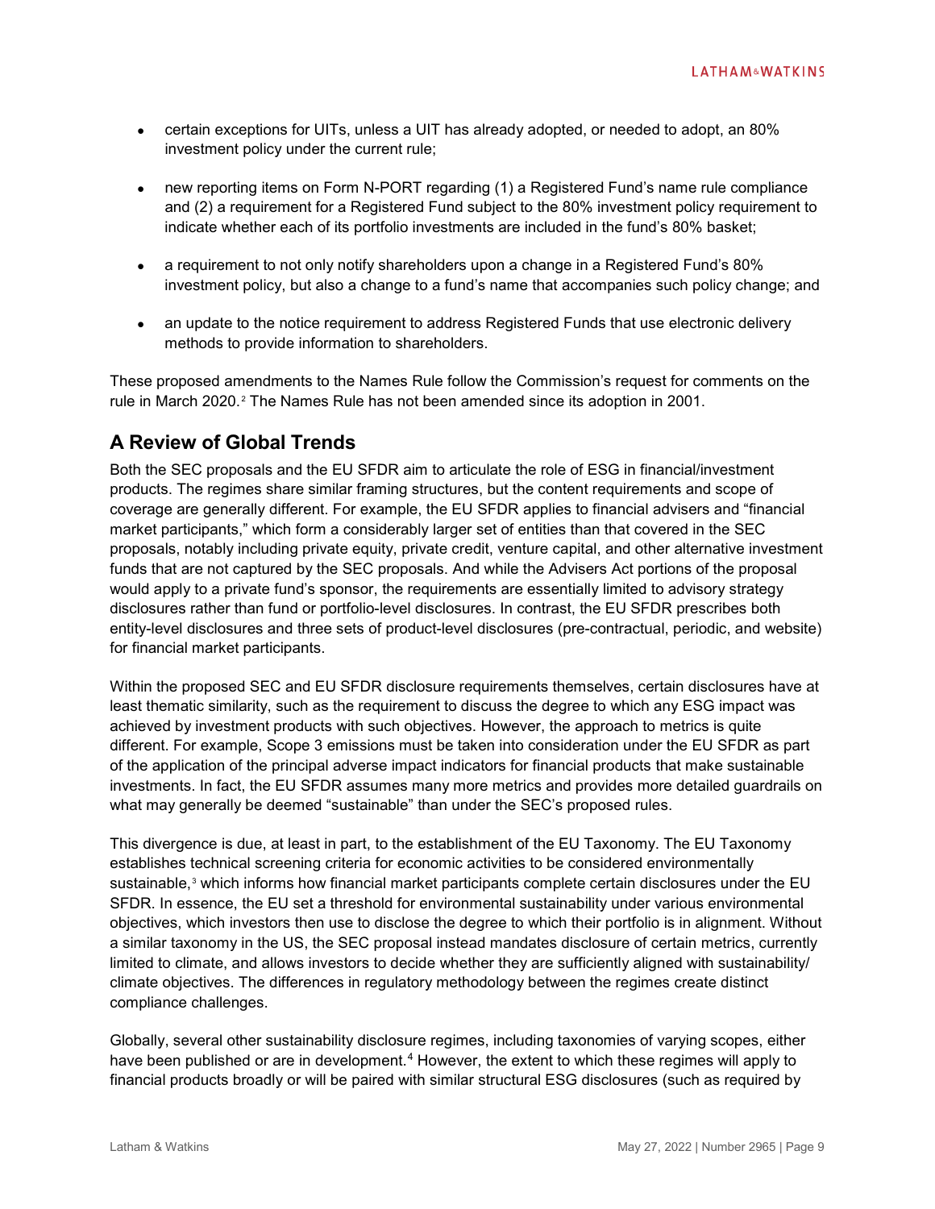- certain exceptions for UITs, unless a UIT has already adopted, or needed to adopt, an 80% investment policy under the current rule;
- new reporting items on Form N-PORT regarding (1) a Registered Fund's name rule compliance and (2) a requirement for a Registered Fund subject to the 80% investment policy requirement to indicate whether each of its portfolio investments are included in the fund's 80% basket;
- a requirement to not only notify shareholders upon a change in a Registered Fund's 80% investment policy, but also a change to a fund's name that accompanies such policy change; and
- an update to the notice requirement to address Registered Funds that use electronic delivery methods to provide information to shareholders.

These proposed amendments to the Names Rule follow the Commission's request for comments on the rule in March 2020.[2] The Names Rule has not been amended since its adoption in 2001.

## A Review of Global Trends

Both the SEC proposals and the EU SFDR aim to articulate the role of ESG in financial/investment products. The regimes share similar framing structures, but the content requirements and scope of coverage are generally different. For example, the EU SFDR applies to financial advisers and "financial market participants," which form a considerably larger set of entities than that covered in the SEC proposals, notably including private equity, private credit, venture capital, and other alternative investment funds that are not captured by the SEC proposals. And while the Advisers Act portions of the proposal would apply to a private fund's sponsor, the requirements are essentially limited to advisory strategy disclosures rather than fund or portfolio-level disclosures. In contrast, the EU SFDR prescribes both entity-level disclosures and three sets of product-level disclosures (pre-contractual, periodic, and website) for financial market participants.

Within the proposed SEC and EU SFDR disclosure requirements themselves, certain disclosures have at least thematic similarity, such as the requirement to discuss the degree to which any ESG impact was achieved by investment products with such objectives. However, the approach to metrics is quite different. For example, Scope 3 emissions must be taken into consideration under the EU SFDR as part of the application of the principal adverse impact indicators for financial products that make sustainable investments. In fact, the EU SFDR assumes many more metrics and provides more detailed guardrails on what may generally be deemed "sustainable" than under the SEC's proposed rules.

This divergence is due, at least in part, to the establishment of the EU Taxonomy. The EU Taxonomy establishes technical screening criteria for economic activities to be considered environmentally sustainable,[3] which informs how financial market participants complete certain disclosures under the EU SFDR. In essence, the EU set a threshold for environmental sustainability under various environmental objectives, which investors then use to disclose the degree to which their portfolio is in alignment. Without a similar taxonomy in the US, the SEC proposal instead mandates disclosure of certain metrics, currently limited to climate, and allows investors to decide whether they are sufficiently aligned with sustainability/climate objectives. The differences in regulatory methodology between the regimes create distinct compliance challenges.

Globally, several other sustainability disclosure regimes, including taxonomies of varying scopes, either have been published or are in development.[4] However, the extent to which these regimes will apply to financial products broadly or will be paired with similar structural ESG disclosures (such as required by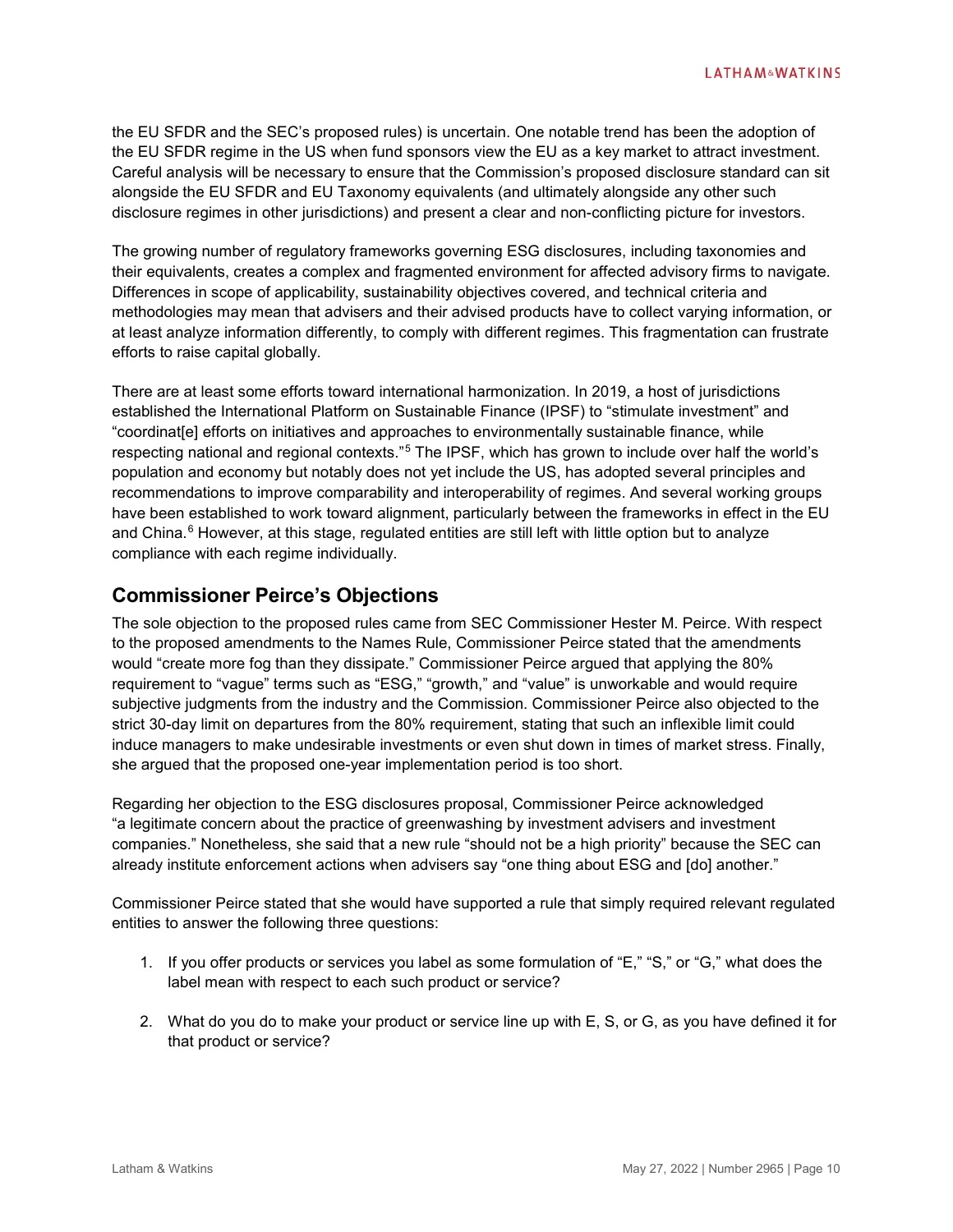the EU SFDR and the SEC's proposed rules) is uncertain. One notable trend has been the adoption of the EU SFDR regime in the US when fund sponsors view the EU as a key market to attract investment. Careful analysis will be necessary to ensure that the Commission's proposed disclosure standard can sit alongside the EU SFDR and EU Taxonomy equivalents (and ultimately alongside any other such disclosure regimes in other jurisdictions) and present a clear and non-conflicting picture for investors.

The growing number of regulatory frameworks governing ESG disclosures, including taxonomies and their equivalents, creates a complex and fragmented environment for affected advisory firms to navigate. Differences in scope of applicability, sustainability objectives covered, and technical criteria and methodologies may mean that advisers and their advised products have to collect varying information, or at least analyze information differently, to comply with different regimes. This fragmentation can frustrate efforts to raise capital globally.

There are at least some efforts toward international harmonization. In 2019, a host of jurisdictions established the International Platform on Sustainable Finance (IPSF) to "stimulate investment" and "coordinat[e] efforts on initiatives and approaches to environmentally sustainable finance, while respecting national and regional contexts."[5] The IPSF, which has grown to include over half the world's population and economy but notably does not yet include the US, has adopted several principles and recommendations to improve comparability and interoperability of regimes. And several working groups have been established to work toward alignment, particularly between the frameworks in effect in the EU and China.[6] However, at this stage, regulated entities are still left with little option but to analyze compliance with each regime individually.

## Commissioner Peirce's Objections

The sole objection to the proposed rules came from SEC Commissioner Hester M. Peirce. With respect to the proposed amendments to the Names Rule, Commissioner Peirce stated that the amendments would "create more fog than they dissipate." Commissioner Peirce argued that applying the 80% requirement to "vague" terms such as "ESG," "growth," and "value" is unworkable and would require subjective judgments from the industry and the Commission. Commissioner Peirce also objected to the strict 30-day limit on departures from the 80% requirement, stating that such an inflexible limit could induce managers to make undesirable investments or even shut down in times of market stress. Finally, she argued that the proposed one-year implementation period is too short.

Regarding her objection to the ESG disclosures proposal, Commissioner Peirce acknowledged "a legitimate concern about the practice of greenwashing by investment advisers and investment companies." Nonetheless, she said that a new rule "should not be a high priority" because the SEC can already institute enforcement actions when advisers say "one thing about ESG and [do] another."

Commissioner Peirce stated that she would have supported a rule that simply required relevant regulated entities to answer the following three questions:

1. If you offer products or services you label as some formulation of "E," "S," or "G," what does the label mean with respect to each such product or service?

2. What do you do to make your product or service line up with E, S, or G, as you have defined it for that product or service?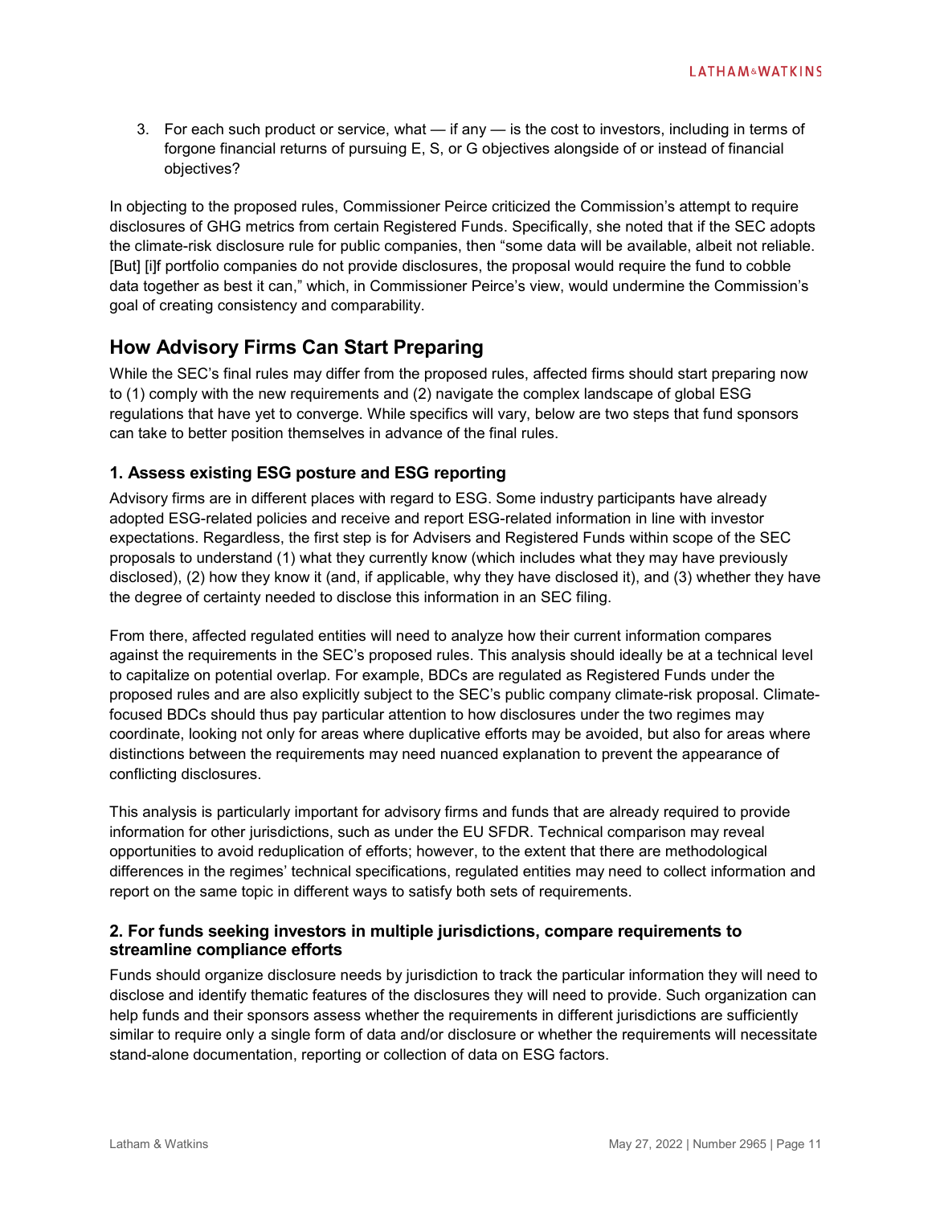3. For each such product or service, what — if any — is the cost to investors, including in terms of forgone financial returns of pursuing E, S, or G objectives alongside of or instead of financial objectives?

In objecting to the proposed rules, Commissioner Peirce criticized the Commission's attempt to require disclosures of GHG metrics from certain Registered Funds. Specifically, she noted that if the SEC adopts the climate-risk disclosure rule for public companies, then "some data will be available, albeit not reliable. [But] [i]f portfolio companies do not provide disclosures, the proposal would require the fund to cobble data together as best it can," which, in Commissioner Peirce's view, would undermine the Commission's goal of creating consistency and comparability.

## How Advisory Firms Can Start Preparing

While the SEC's final rules may differ from the proposed rules, affected firms should start preparing now to (1) comply with the new requirements and (2) navigate the complex landscape of global ESG regulations that have yet to converge. While specifics will vary, below are two steps that fund sponsors can take to better position themselves in advance of the final rules.

### 1. Assess existing ESG posture and ESG reporting

Advisory firms are in different places with regard to ESG. Some industry participants have already adopted ESG-related policies and receive and report ESG-related information in line with investor expectations. Regardless, the first step is for Advisers and Registered Funds within scope of the SEC proposals to understand (1) what they currently know (which includes what they may have previously disclosed), (2) how they know it (and, if applicable, why they have disclosed it), and (3) whether they have the degree of certainty needed to disclose this information in an SEC filing.

From there, affected regulated entities will need to analyze how their current information compares against the requirements in the SEC's proposed rules. This analysis should ideally be at a technical level to capitalize on potential overlap. For example, BDCs are regulated as Registered Funds under the proposed rules and are also explicitly subject to the SEC's public company climate-risk proposal. Climate-focused BDCs should thus pay particular attention to how disclosures under the two regimes may coordinate, looking not only for areas where duplicative efforts may be avoided, but also for areas where distinctions between the requirements may need nuanced explanation to prevent the appearance of conflicting disclosures.

This analysis is particularly important for advisory firms and funds that are already required to provide information for other jurisdictions, such as under the EU SFDR. Technical comparison may reveal opportunities to avoid reduplication of efforts; however, to the extent that there are methodological differences in the regimes' technical specifications, regulated entities may need to collect information and report on the same topic in different ways to satisfy both sets of requirements.

### 2. For funds seeking investors in multiple jurisdictions, compare requirements to streamline compliance efforts

Funds should organize disclosure needs by jurisdiction to track the particular information they will need to disclose and identify thematic features of the disclosures they will need to provide. Such organization can help funds and their sponsors assess whether the requirements in different jurisdictions are sufficiently similar to require only a single form of data and/or disclosure or whether the requirements will necessitate stand-alone documentation, reporting or collection of data on ESG factors.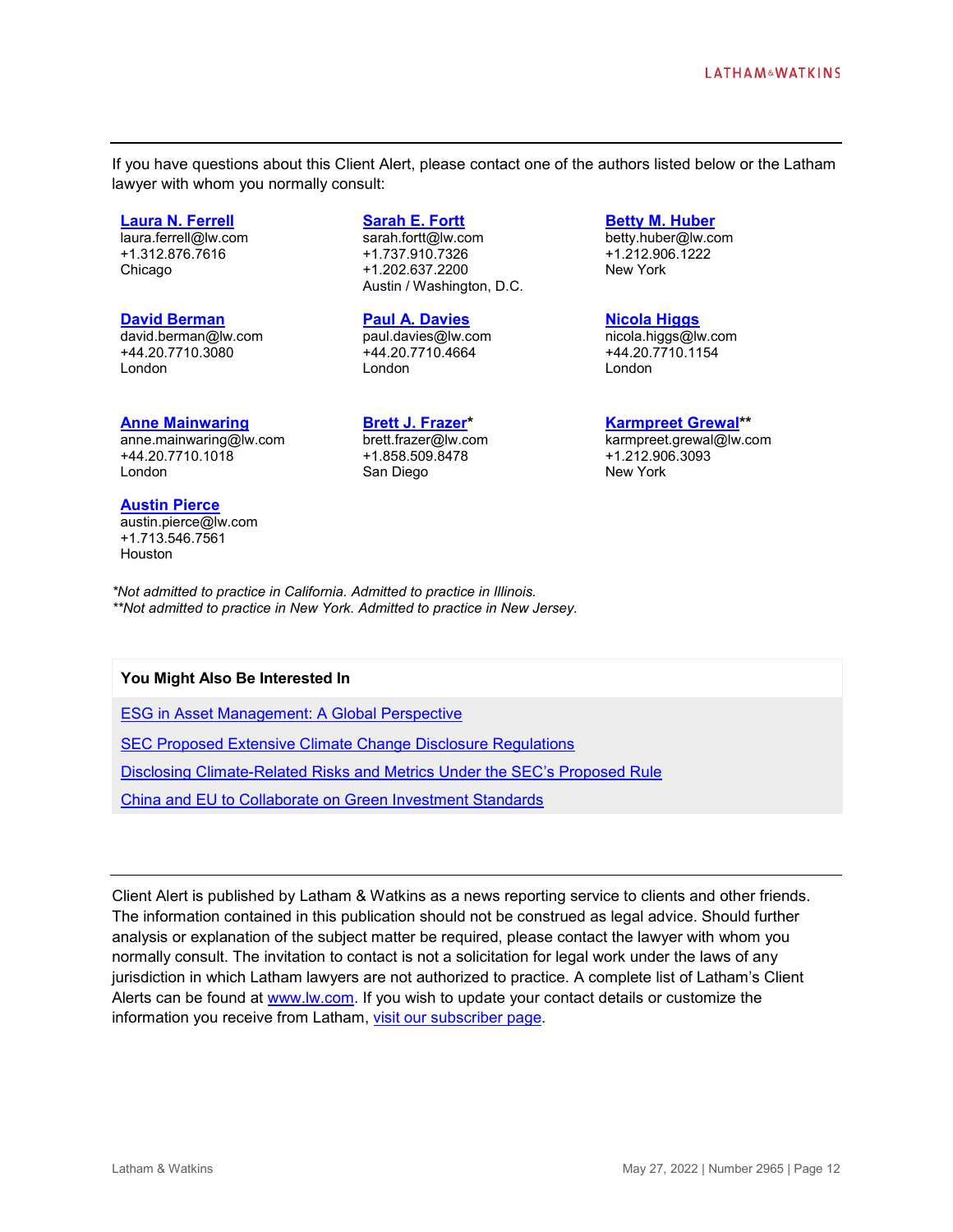If you have questions about this Client Alert, please contact one of the authors listed below or the Latham lawyer with whom you normally consult:

**Laura N. Ferrell**
laura.ferrell@lw.com
+1.312.876.7616
Chicago

**Sarah E. Fortt**
sarah.fortt@lw.com
+1.737.910.7326
+1.202.637.2200
Austin / Washington, D.C.

**Betty M. Huber**
betty.huber@lw.com
+1.212.906.1222
New York

**David Berman**
david.berman@lw.com
+44.20.7710.3080
London

**Paul A. Davies**
paul.davies@lw.com
+44.20.7710.4664
London

**Nicola Higgs**
nicola.higgs@lw.com
+44.20.7710.1154
London

**Anne Mainwaring**
anne.mainwaring@lw.com
+44.20.7710.1018
London

**Brett J. Frazer***
brett.frazer@lw.com
+1.858.509.8478
San Diego

**Karmpreet Grewal****
karmpreet.grewal@lw.com
+1.212.906.3093
New York

**Austin Pierce**
austin.pierce@lw.com
+1.713.546.7561
Houston

*\*Not admitted to practice in California. Admitted to practice in Illinois.*
*\*\*Not admitted to practice in New York. Admitted to practice in New Jersey.*

**You Might Also Be Interested In**

ESG in Asset Management: A Global Perspective

SEC Proposed Extensive Climate Change Disclosure Regulations

Disclosing Climate-Related Risks and Metrics Under the SEC's Proposed Rule

China and EU to Collaborate on Green Investment Standards

Client Alert is published by Latham & Watkins as a news reporting service to clients and other friends. The information contained in this publication should not be construed as legal advice. Should further analysis or explanation of the subject matter be required, please contact the lawyer with whom you normally consult. The invitation to contact is not a solicitation for legal work under the laws of any jurisdiction in which Latham lawyers are not authorized to practice. A complete list of Latham's Client Alerts can be found at www.lw.com. If you wish to update your contact details or customize the information you receive from Latham, visit our subscriber page.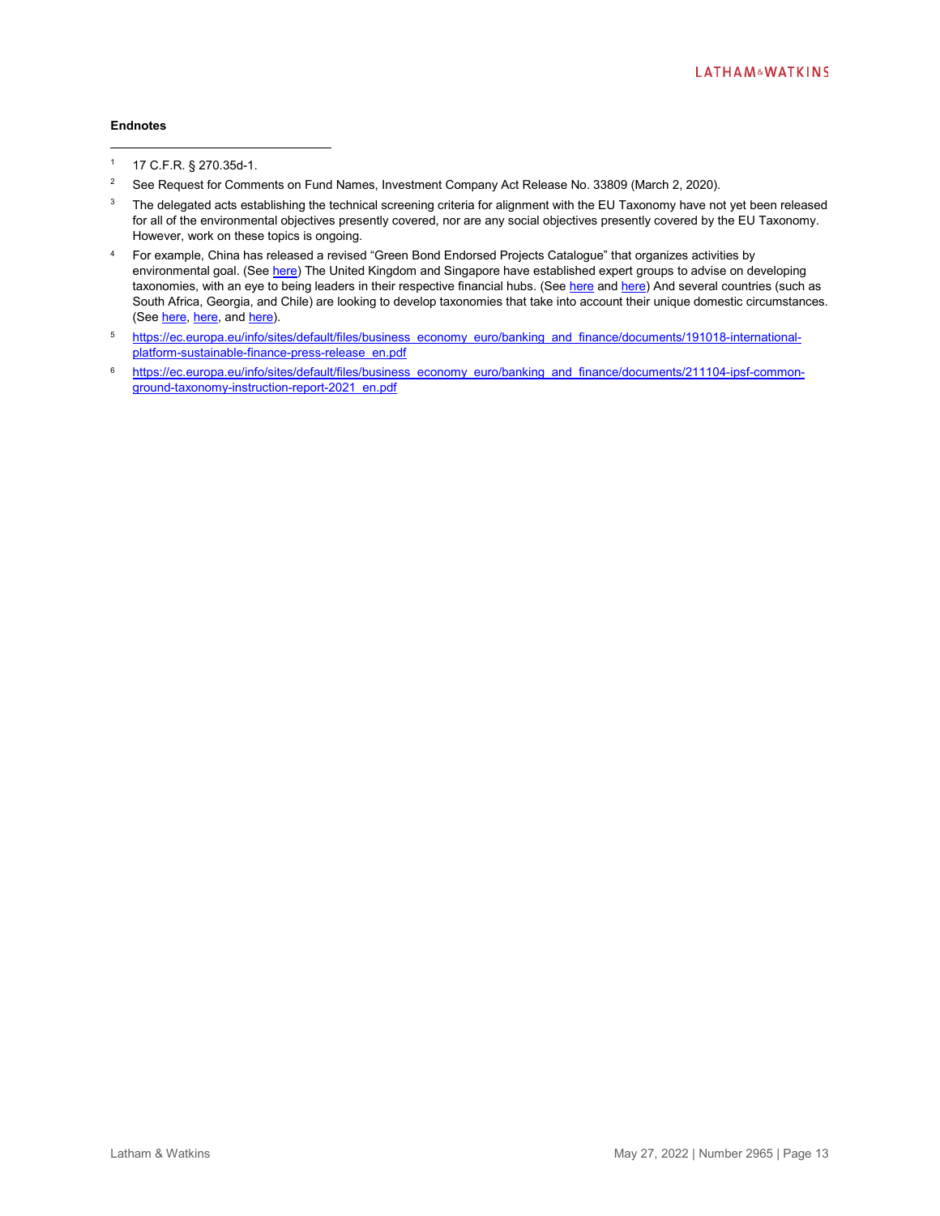**Endnotes**

1. 17 C.F.R. § 270.35d-1.
2. See Request for Comments on Fund Names, Investment Company Act Release No. 33809 (March 2, 2020).
3. The delegated acts establishing the technical screening criteria for alignment with the EU Taxonomy have not yet been released for all of the environmental objectives presently covered, nor are any social objectives presently covered by the EU Taxonomy. However, work on these topics is ongoing.
4. For example, China has released a revised "Green Bond Endorsed Projects Catalogue" that organizes activities by environmental goal. (See here) The United Kingdom and Singapore have established expert groups to advise on developing taxonomies, with an eye to being leaders in their respective financial hubs. (See here and here) And several countries (such as South Africa, Georgia, and Chile) are looking to develop taxonomies that take into account their unique domestic circumstances. (See here, here, and here).
5. https://ec.europa.eu/info/sites/default/files/business_economy_euro/banking_and_finance/documents/191018-international-platform-sustainable-finance-press-release_en.pdf
6. https://ec.europa.eu/info/sites/default/files/business_economy_euro/banking_and_finance/documents/211104-ipsf-common-ground-taxonomy-instruction-report-2021_en.pdf